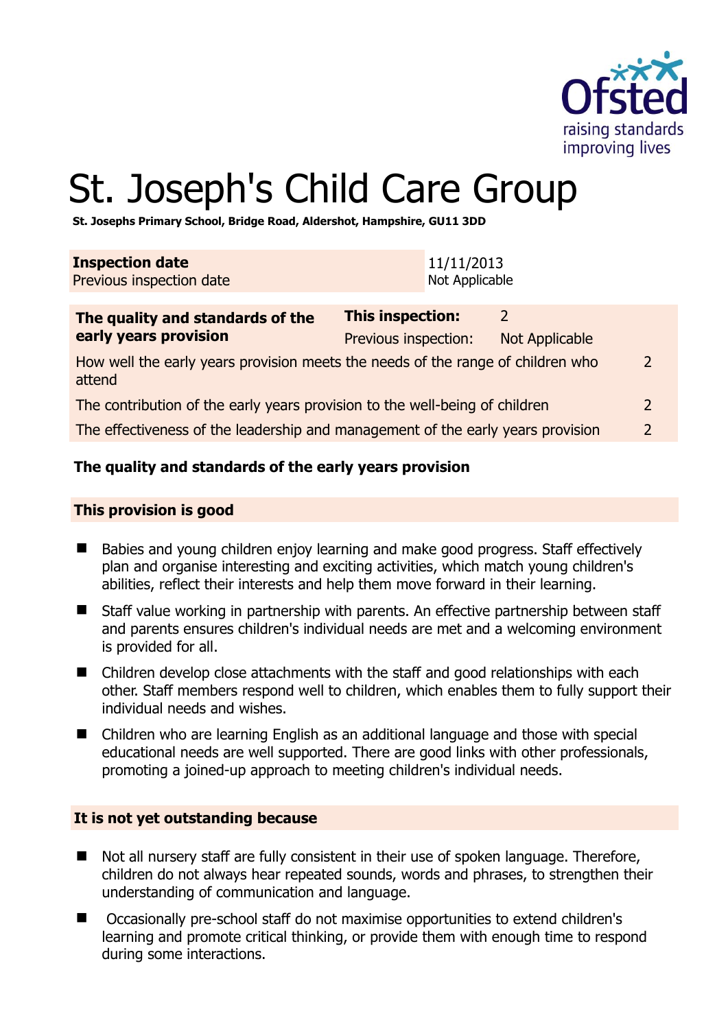# St. Joseph's Child Care Group

**St. Josephs Primary School, Bridge Road, Aldershot, Hampshire, GU11 3DD**

| | |
|---|---|
| **Inspection date** | 11/11/2013 |
| Previous inspection date | Not Applicable |

| **The quality and standards of the early years provision** | **This inspection:** | 2 | |
|---|---|---|---|
| | Previous inspection: | Not Applicable | |
| How well the early years provision meets the needs of the range of children who attend | | | 2 |
| The contribution of the early years provision to the well-being of children | | | 2 |
| The effectiveness of the leadership and management of the early years provision | | | 2 |

**The quality and standards of the early years provision**

**This provision is good**

- Babies and young children enjoy learning and make good progress. Staff effectively plan and organise interesting and exciting activities, which match young children's abilities, reflect their interests and help them move forward in their learning.
- Staff value working in partnership with parents. An effective partnership between staff and parents ensures children's individual needs are met and a welcoming environment is provided for all.
- Children develop close attachments with the staff and good relationships with each other. Staff members respond well to children, which enables them to fully support their individual needs and wishes.
- Children who are learning English as an additional language and those with special educational needs are well supported. There are good links with other professionals, promoting a joined-up approach to meeting children's individual needs.

**It is not yet outstanding because**

- Not all nursery staff are fully consistent in their use of spoken language. Therefore, children do not always hear repeated sounds, words and phrases, to strengthen their understanding of communication and language.
- Occasionally pre-school staff do not maximise opportunities to extend children's learning and promote critical thinking, or provide them with enough time to respond during some interactions.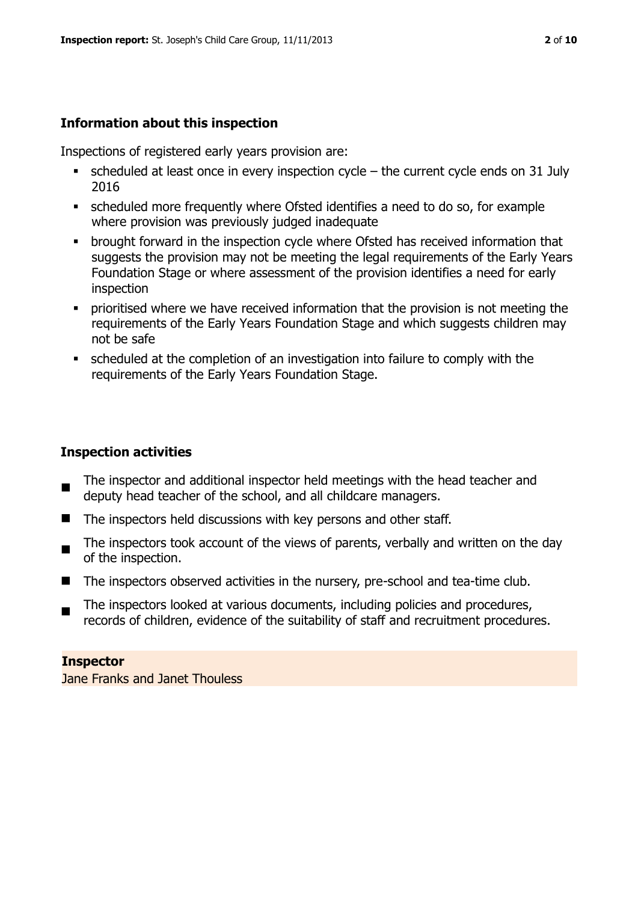### Information about this inspection

Inspections of registered early years provision are:

- scheduled at least once in every inspection cycle – the current cycle ends on 31 July 2016
- scheduled more frequently where Ofsted identifies a need to do so, for example where provision was previously judged inadequate
- brought forward in the inspection cycle where Ofsted has received information that suggests the provision may not be meeting the legal requirements of the Early Years Foundation Stage or where assessment of the provision identifies a need for early inspection
- prioritised where we have received information that the provision is not meeting the requirements of the Early Years Foundation Stage and which suggests children may not be safe
- scheduled at the completion of an investigation into failure to comply with the requirements of the Early Years Foundation Stage.

### Inspection activities

- The inspector and additional inspector held meetings with the head teacher and deputy head teacher of the school, and all childcare managers.
- The inspectors held discussions with key persons and other staff.
- The inspectors took account of the views of parents, verbally and written on the day of the inspection.
- The inspectors observed activities in the nursery, pre-school and tea-time club.
- The inspectors looked at various documents, including policies and procedures, records of children, evidence of the suitability of staff and recruitment procedures.

**Inspector**

Jane Franks and Janet Thouless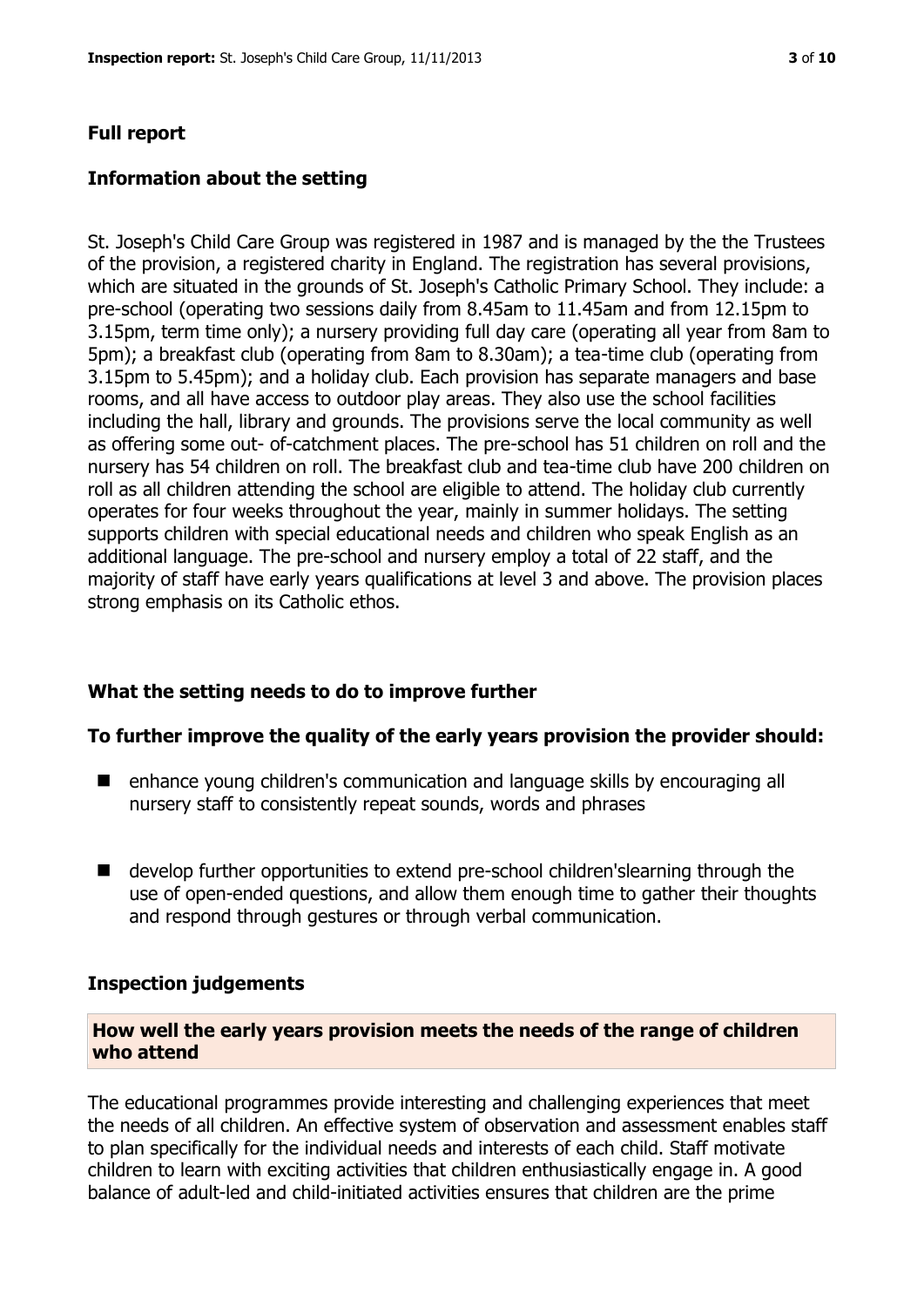## Full report

### Information about the setting

St. Joseph's Child Care Group was registered in 1987 and is managed by the the Trustees of the provision, a registered charity in England. The registration has several provisions, which are situated in the grounds of St. Joseph's Catholic Primary School. They include: a pre-school (operating two sessions daily from 8.45am to 11.45am and from 12.15pm to 3.15pm, term time only); a nursery providing full day care (operating all year from 8am to 5pm); a breakfast club (operating from 8am to 8.30am); a tea-time club (operating from 3.15pm to 5.45pm); and a holiday club. Each provision has separate managers and base rooms, and all have access to outdoor play areas. They also use the school facilities including the hall, library and grounds. The provisions serve the local community as well as offering some out- of-catchment places. The pre-school has 51 children on roll and the nursery has 54 children on roll. The breakfast club and tea-time club have 200 children on roll as all children attending the school are eligible to attend. The holiday club currently operates for four weeks throughout the year, mainly in summer holidays. The setting supports children with special educational needs and children who speak English as an additional language. The pre-school and nursery employ a total of 22 staff, and the majority of staff have early years qualifications at level 3 and above. The provision places strong emphasis on its Catholic ethos.

### What the setting needs to do to improve further

**To further improve the quality of the early years provision the provider should:**

- enhance young children's communication and language skills by encouraging all nursery staff to consistently repeat sounds, words and phrases
- develop further opportunities to extend pre-school children'slearning through the use of open-ended questions, and allow them enough time to gather their thoughts and respond through gestures or through verbal communication.

### Inspection judgements

**How well the early years provision meets the needs of the range of children who attend**

The educational programmes provide interesting and challenging experiences that meet the needs of all children. An effective system of observation and assessment enables staff to plan specifically for the individual needs and interests of each child. Staff motivate children to learn with exciting activities that children enthusiastically engage in. A good balance of adult-led and child-initiated activities ensures that children are the prime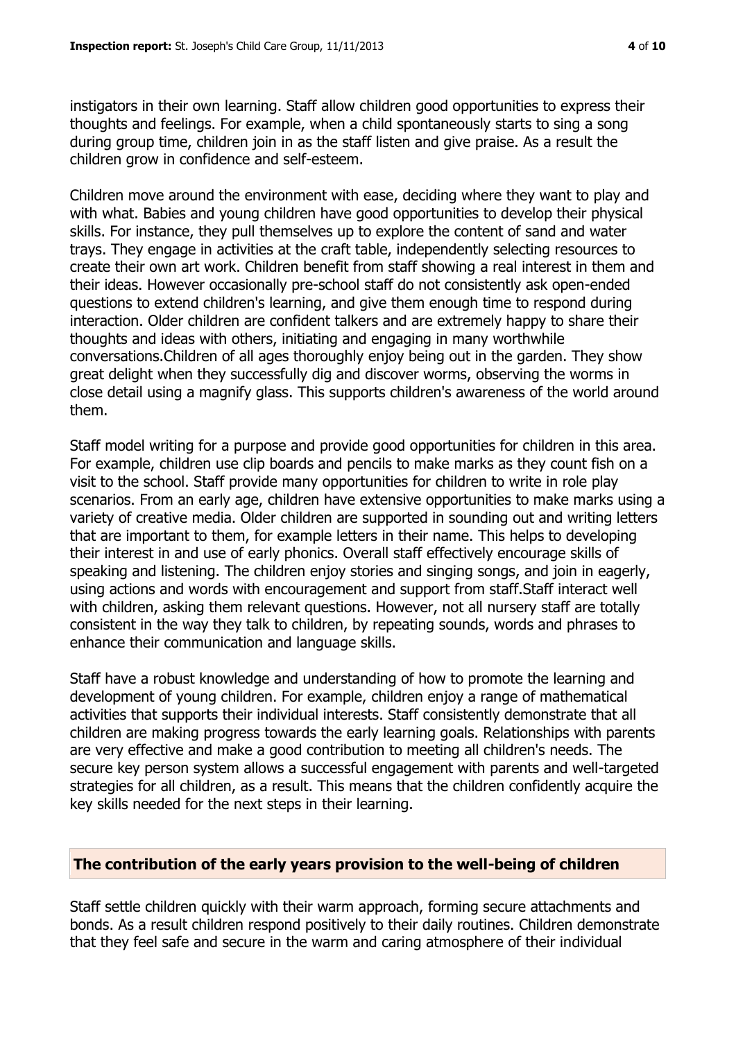instigators in their own learning. Staff allow children good opportunities to express their thoughts and feelings. For example, when a child spontaneously starts to sing a song during group time, children join in as the staff listen and give praise. As a result the children grow in confidence and self-esteem.

Children move around the environment with ease, deciding where they want to play and with what. Babies and young children have good opportunities to develop their physical skills. For instance, they pull themselves up to explore the content of sand and water trays. They engage in activities at the craft table, independently selecting resources to create their own art work. Children benefit from staff showing a real interest in them and their ideas. However occasionally pre-school staff do not consistently ask open-ended questions to extend children's learning, and give them enough time to respond during interaction. Older children are confident talkers and are extremely happy to share their thoughts and ideas with others, initiating and engaging in many worthwhile conversations.Children of all ages thoroughly enjoy being out in the garden. They show great delight when they successfully dig and discover worms, observing the worms in close detail using a magnify glass. This supports children's awareness of the world around them.

Staff model writing for a purpose and provide good opportunities for children in this area. For example, children use clip boards and pencils to make marks as they count fish on a visit to the school. Staff provide many opportunities for children to write in role play scenarios. From an early age, children have extensive opportunities to make marks using a variety of creative media. Older children are supported in sounding out and writing letters that are important to them, for example letters in their name. This helps to developing their interest in and use of early phonics. Overall staff effectively encourage skills of speaking and listening. The children enjoy stories and singing songs, and join in eagerly, using actions and words with encouragement and support from staff.Staff interact well with children, asking them relevant questions. However, not all nursery staff are totally consistent in the way they talk to children, by repeating sounds, words and phrases to enhance their communication and language skills.

Staff have a robust knowledge and understanding of how to promote the learning and development of young children. For example, children enjoy a range of mathematical activities that supports their individual interests. Staff consistently demonstrate that all children are making progress towards the early learning goals. Relationships with parents are very effective and make a good contribution to meeting all children's needs. The secure key person system allows a successful engagement with parents and well-targeted strategies for all children, as a result. This means that the children confidently acquire the key skills needed for the next steps in their learning.

## The contribution of the early years provision to the well-being of children

Staff settle children quickly with their warm approach, forming secure attachments and bonds. As a result children respond positively to their daily routines. Children demonstrate that they feel safe and secure in the warm and caring atmosphere of their individual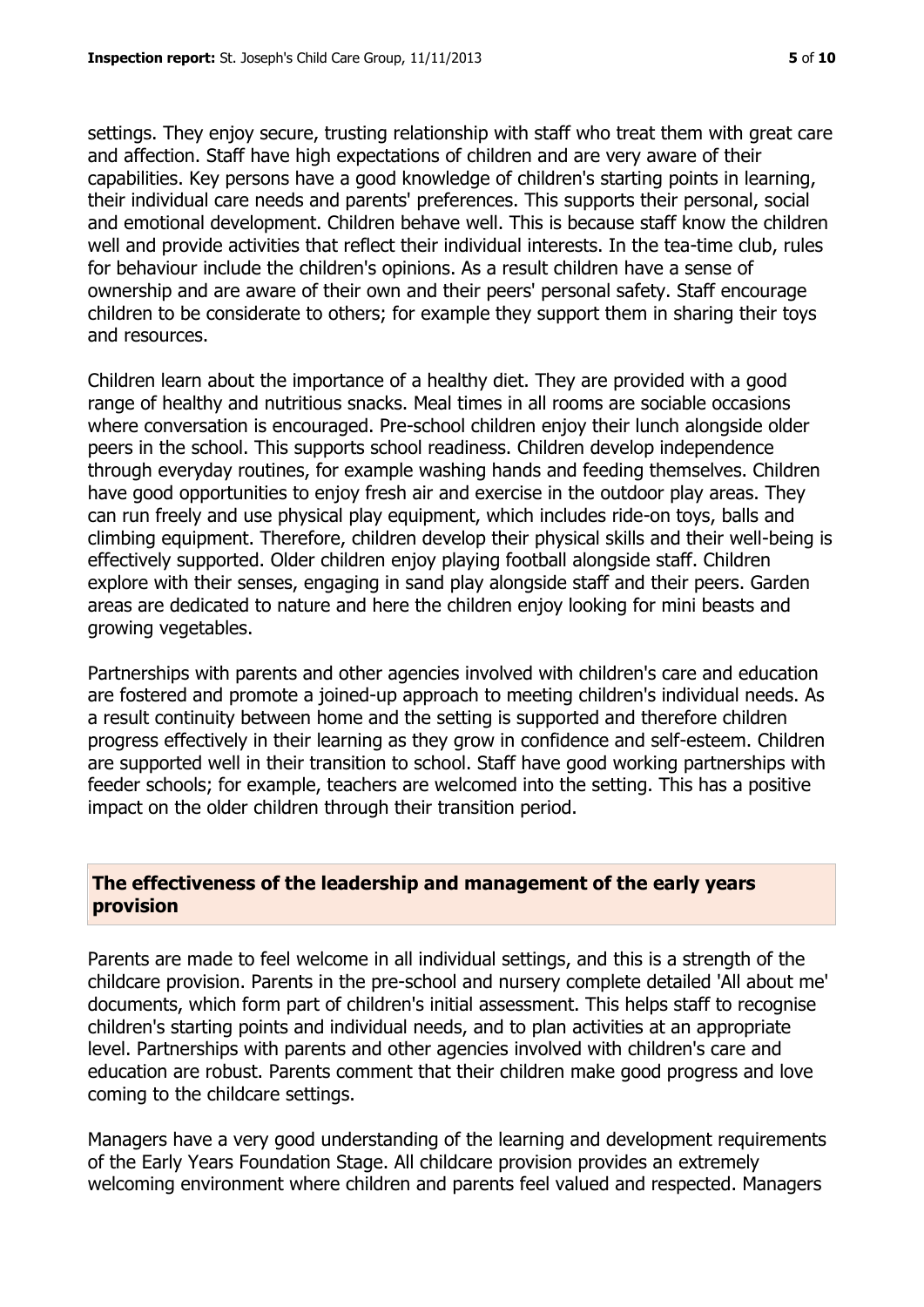settings. They enjoy secure, trusting relationship with staff who treat them with great care and affection. Staff have high expectations of children and are very aware of their capabilities. Key persons have a good knowledge of children's starting points in learning, their individual care needs and parents' preferences. This supports their personal, social and emotional development. Children behave well. This is because staff know the children well and provide activities that reflect their individual interests. In the tea-time club, rules for behaviour include the children's opinions. As a result children have a sense of ownership and are aware of their own and their peers' personal safety. Staff encourage children to be considerate to others; for example they support them in sharing their toys and resources.

Children learn about the importance of a healthy diet. They are provided with a good range of healthy and nutritious snacks. Meal times in all rooms are sociable occasions where conversation is encouraged. Pre-school children enjoy their lunch alongside older peers in the school. This supports school readiness. Children develop independence through everyday routines, for example washing hands and feeding themselves. Children have good opportunities to enjoy fresh air and exercise in the outdoor play areas. They can run freely and use physical play equipment, which includes ride-on toys, balls and climbing equipment. Therefore, children develop their physical skills and their well-being is effectively supported. Older children enjoy playing football alongside staff. Children explore with their senses, engaging in sand play alongside staff and their peers. Garden areas are dedicated to nature and here the children enjoy looking for mini beasts and growing vegetables.

Partnerships with parents and other agencies involved with children's care and education are fostered and promote a joined-up approach to meeting children's individual needs. As a result continuity between home and the setting is supported and therefore children progress effectively in their learning as they grow in confidence and self-esteem. Children are supported well in their transition to school. Staff have good working partnerships with feeder schools; for example, teachers are welcomed into the setting. This has a positive impact on the older children through their transition period.

## The effectiveness of the leadership and management of the early years provision

Parents are made to feel welcome in all individual settings, and this is a strength of the childcare provision. Parents in the pre-school and nursery complete detailed 'All about me' documents, which form part of children's initial assessment. This helps staff to recognise children's starting points and individual needs, and to plan activities at an appropriate level. Partnerships with parents and other agencies involved with children's care and education are robust. Parents comment that their children make good progress and love coming to the childcare settings.

Managers have a very good understanding of the learning and development requirements of the Early Years Foundation Stage. All childcare provision provides an extremely welcoming environment where children and parents feel valued and respected. Managers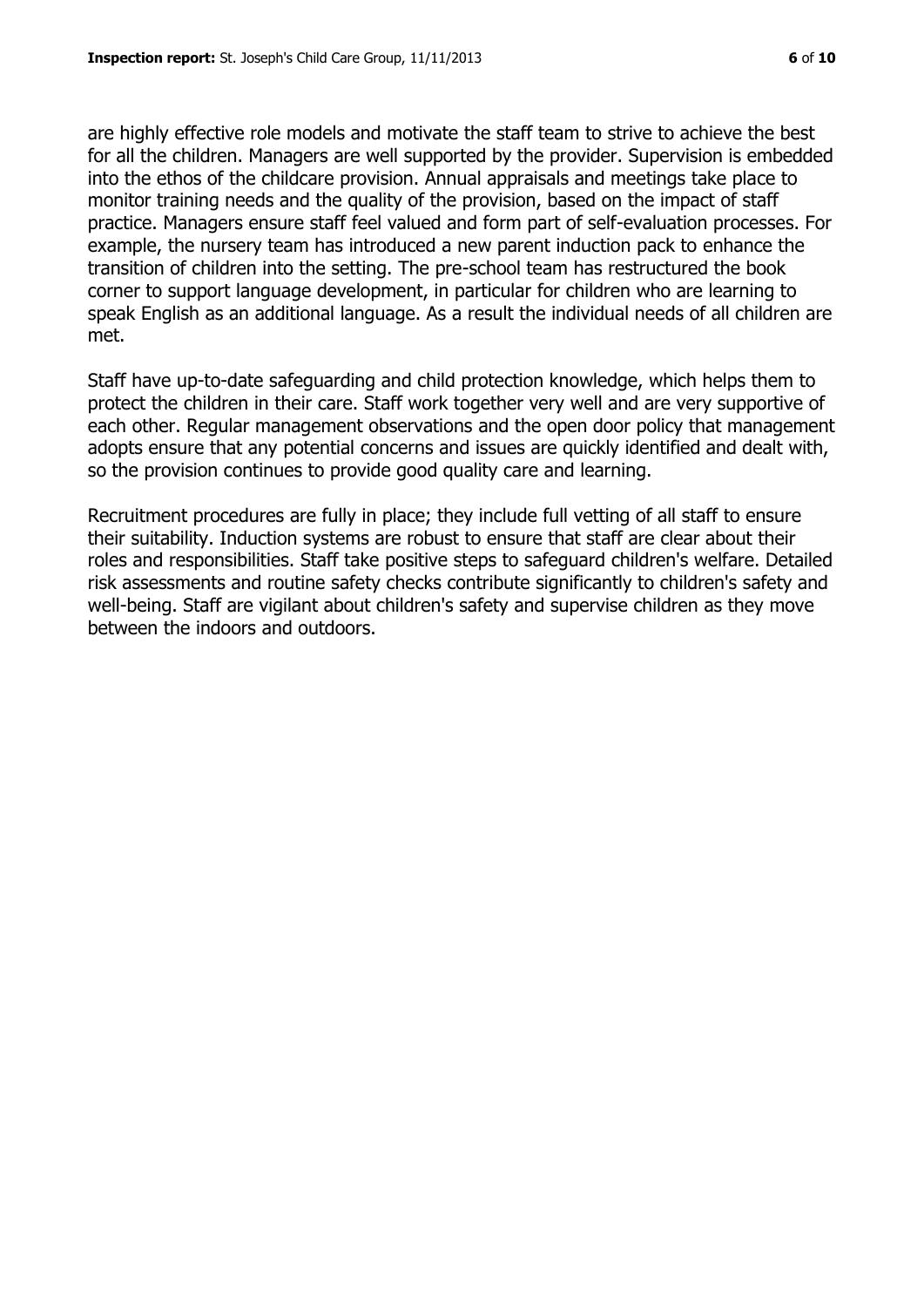are highly effective role models and motivate the staff team to strive to achieve the best for all the children. Managers are well supported by the provider. Supervision is embedded into the ethos of the childcare provision. Annual appraisals and meetings take place to monitor training needs and the quality of the provision, based on the impact of staff practice. Managers ensure staff feel valued and form part of self-evaluation processes. For example, the nursery team has introduced a new parent induction pack to enhance the transition of children into the setting. The pre-school team has restructured the book corner to support language development, in particular for children who are learning to speak English as an additional language. As a result the individual needs of all children are met.

Staff have up-to-date safeguarding and child protection knowledge, which helps them to protect the children in their care. Staff work together very well and are very supportive of each other. Regular management observations and the open door policy that management adopts ensure that any potential concerns and issues are quickly identified and dealt with, so the provision continues to provide good quality care and learning.

Recruitment procedures are fully in place; they include full vetting of all staff to ensure their suitability. Induction systems are robust to ensure that staff are clear about their roles and responsibilities. Staff take positive steps to safeguard children's welfare. Detailed risk assessments and routine safety checks contribute significantly to children's safety and well-being. Staff are vigilant about children's safety and supervise children as they move between the indoors and outdoors.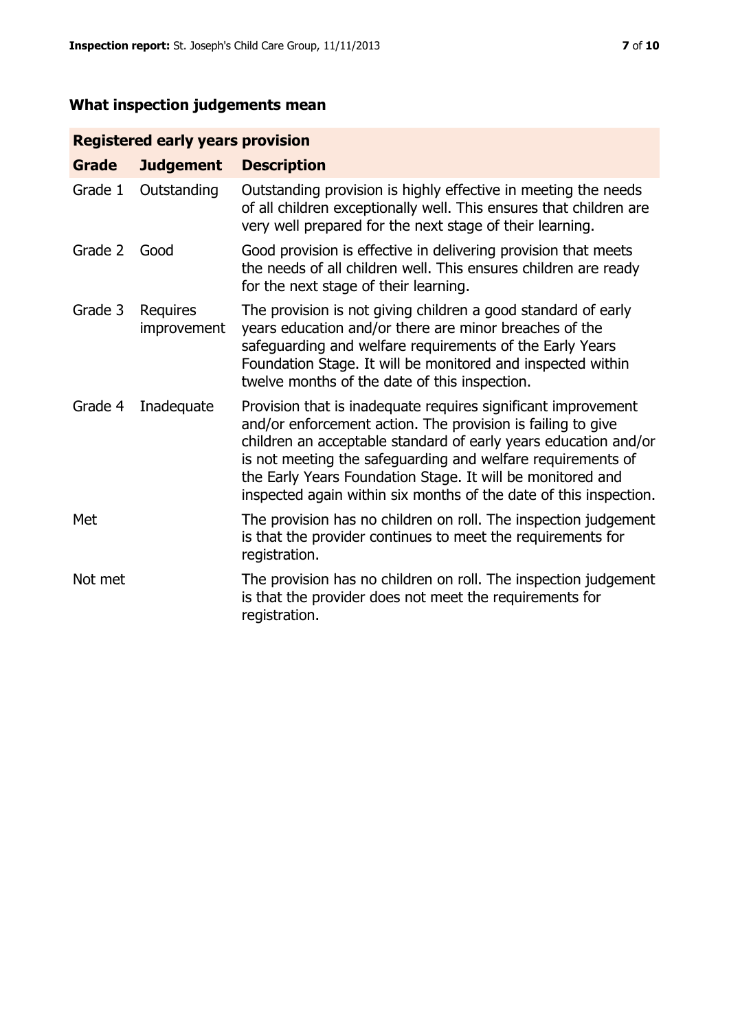## What inspection judgements mean

| Registered early years provision | | |
|---|---|---|
| **Grade** | **Judgement** | **Description** |
| Grade 1 | Outstanding | Outstanding provision is highly effective in meeting the needs of all children exceptionally well. This ensures that children are very well prepared for the next stage of their learning. |
| Grade 2 | Good | Good provision is effective in delivering provision that meets the needs of all children well. This ensures children are ready for the next stage of their learning. |
| Grade 3 | Requires improvement | The provision is not giving children a good standard of early years education and/or there are minor breaches of the safeguarding and welfare requirements of the Early Years Foundation Stage. It will be monitored and inspected within twelve months of the date of this inspection. |
| Grade 4 | Inadequate | Provision that is inadequate requires significant improvement and/or enforcement action. The provision is failing to give children an acceptable standard of early years education and/or is not meeting the safeguarding and welfare requirements of the Early Years Foundation Stage. It will be monitored and inspected again within six months of the date of this inspection. |
| Met | | The provision has no children on roll. The inspection judgement is that the provider continues to meet the requirements for registration. |
| Not met | | The provision has no children on roll. The inspection judgement is that the provider does not meet the requirements for registration. |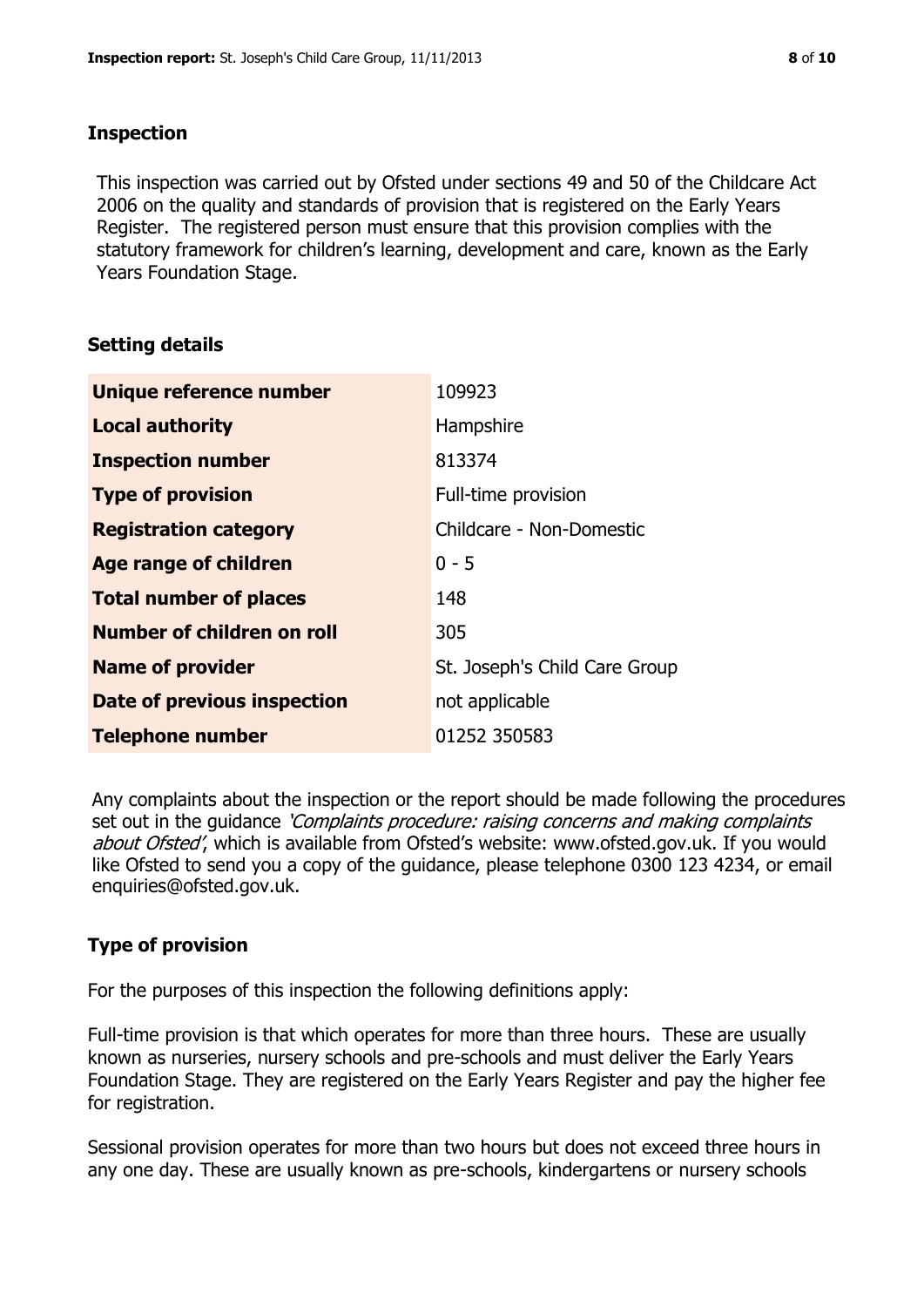## Inspection

This inspection was carried out by Ofsted under sections 49 and 50 of the Childcare Act 2006 on the quality and standards of provision that is registered on the Early Years Register. The registered person must ensure that this provision complies with the statutory framework for children's learning, development and care, known as the Early Years Foundation Stage.

## Setting details

| | |
|---|---|
| **Unique reference number** | 109923 |
| **Local authority** | Hampshire |
| **Inspection number** | 813374 |
| **Type of provision** | Full-time provision |
| **Registration category** | Childcare - Non-Domestic |
| **Age range of children** | 0 - 5 |
| **Total number of places** | 148 |
| **Number of children on roll** | 305 |
| **Name of provider** | St. Joseph's Child Care Group |
| **Date of previous inspection** | not applicable |
| **Telephone number** | 01252 350583 |

Any complaints about the inspection or the report should be made following the procedures set out in the guidance *'Complaints procedure: raising concerns and making complaints about Ofsted'*, which is available from Ofsted's website: www.ofsted.gov.uk. If you would like Ofsted to send you a copy of the guidance, please telephone 0300 123 4234, or email enquiries@ofsted.gov.uk.

## Type of provision

For the purposes of this inspection the following definitions apply:

Full-time provision is that which operates for more than three hours. These are usually known as nurseries, nursery schools and pre-schools and must deliver the Early Years Foundation Stage. They are registered on the Early Years Register and pay the higher fee for registration.

Sessional provision operates for more than two hours but does not exceed three hours in any one day. These are usually known as pre-schools, kindergartens or nursery schools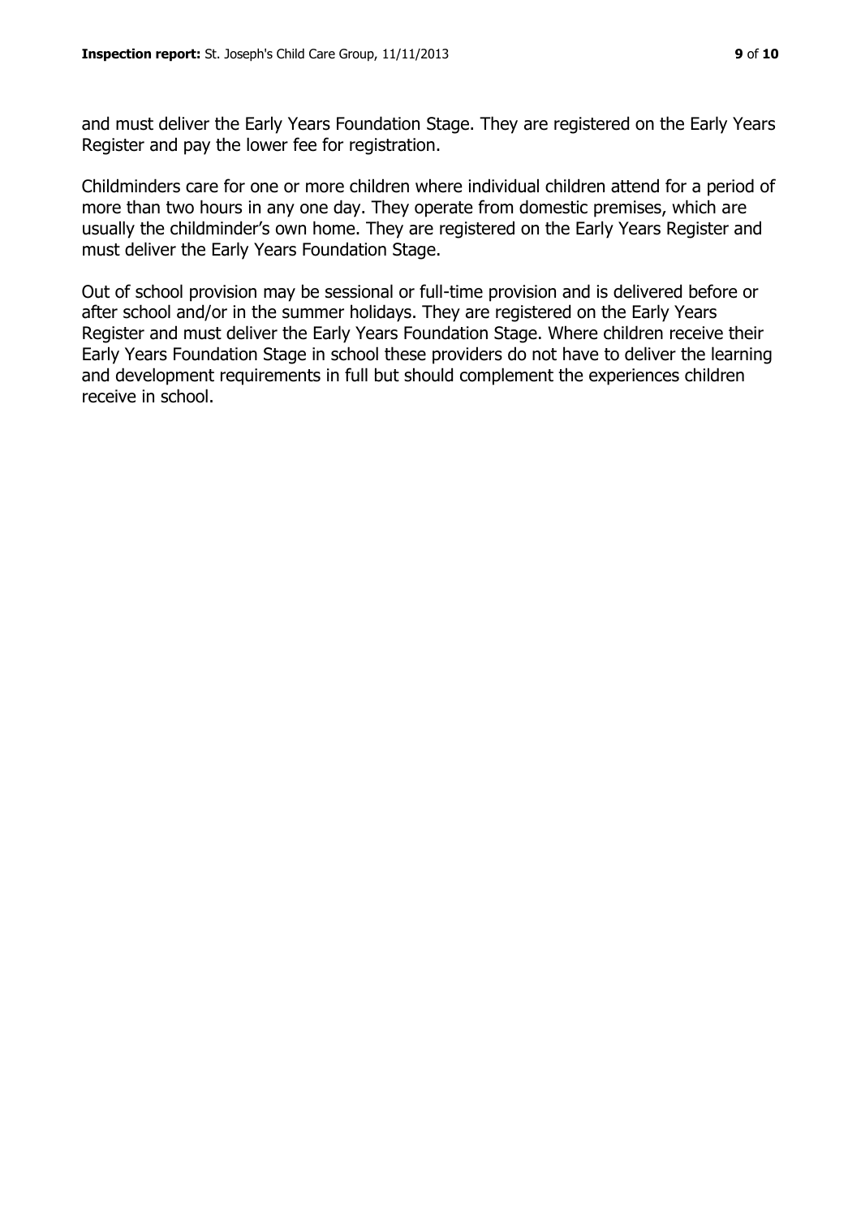and must deliver the Early Years Foundation Stage. They are registered on the Early Years Register and pay the lower fee for registration.

Childminders care for one or more children where individual children attend for a period of more than two hours in any one day. They operate from domestic premises, which are usually the childminder's own home. They are registered on the Early Years Register and must deliver the Early Years Foundation Stage.

Out of school provision may be sessional or full-time provision and is delivered before or after school and/or in the summer holidays. They are registered on the Early Years Register and must deliver the Early Years Foundation Stage. Where children receive their Early Years Foundation Stage in school these providers do not have to deliver the learning and development requirements in full but should complement the experiences children receive in school.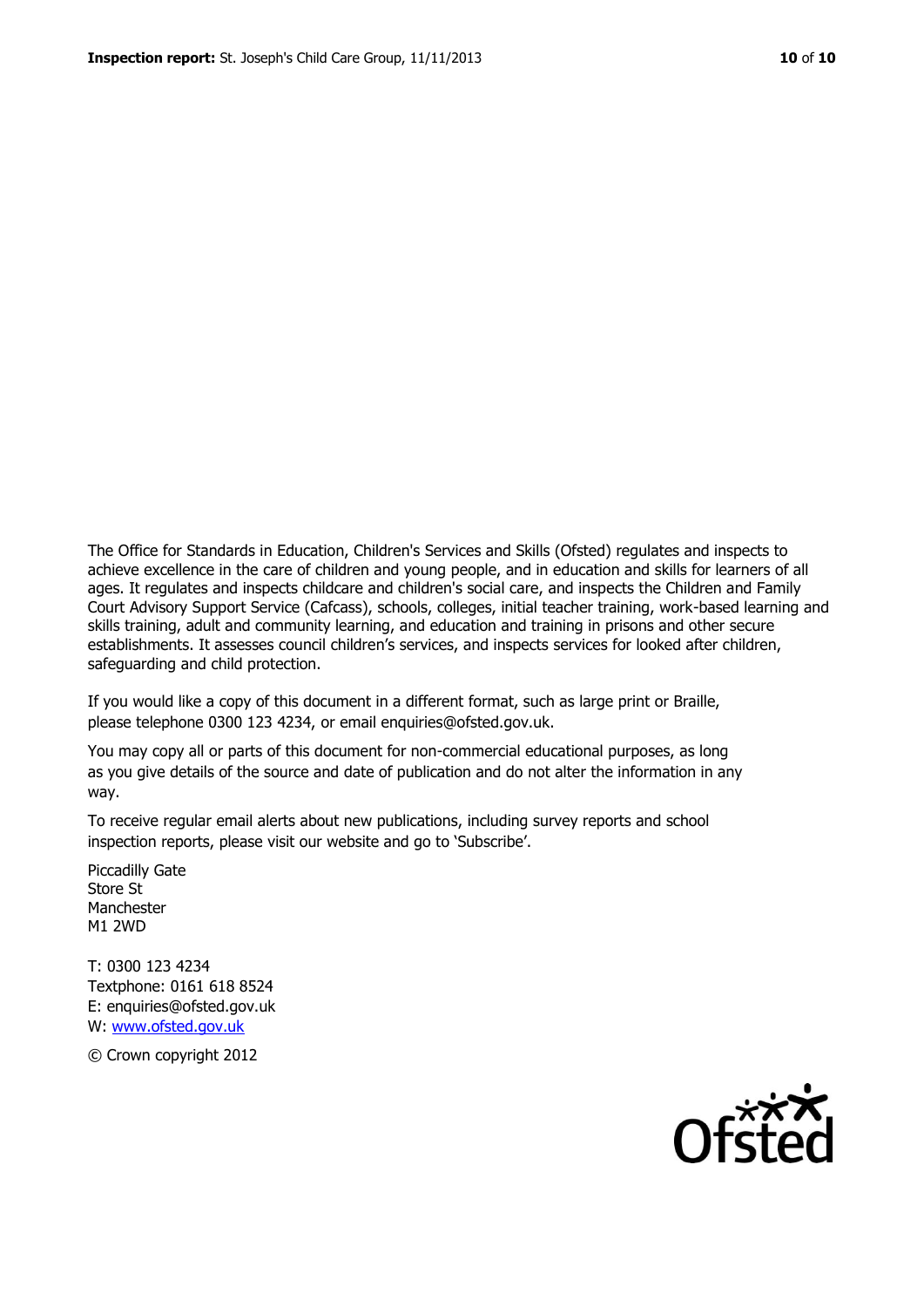The Office for Standards in Education, Children's Services and Skills (Ofsted) regulates and inspects to achieve excellence in the care of children and young people, and in education and skills for learners of all ages. It regulates and inspects childcare and children's social care, and inspects the Children and Family Court Advisory Support Service (Cafcass), schools, colleges, initial teacher training, work-based learning and skills training, adult and community learning, and education and training in prisons and other secure establishments. It assesses council children's services, and inspects services for looked after children, safeguarding and child protection.

If you would like a copy of this document in a different format, such as large print or Braille, please telephone 0300 123 4234, or email enquiries@ofsted.gov.uk.

You may copy all or parts of this document for non-commercial educational purposes, as long as you give details of the source and date of publication and do not alter the information in any way.

To receive regular email alerts about new publications, including survey reports and school inspection reports, please visit our website and go to 'Subscribe'.

Piccadilly Gate
Store St
Manchester
M1 2WD

T: 0300 123 4234
Textphone: 0161 618 8524
E: enquiries@ofsted.gov.uk
W: [www.ofsted.gov.uk](http://www.ofsted.gov.uk)

© Crown copyright 2012

Ofsted